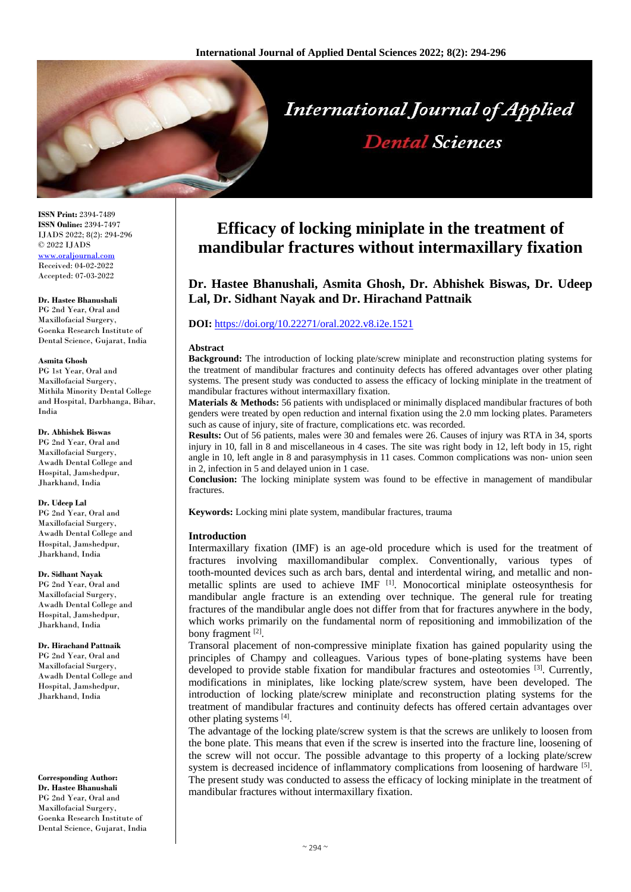# Efficacy of locking miniplate in the treatment of mandibular fractures without intermaxillary fixation

**Dr. Hastee Bhanushali, Asmita Ghosh, Dr. Abhishek Biswas, Dr. Udeep Lal, Dr. Sidhant Nayak and Dr. Hirachand Pattnaik**

**DOI:** https://doi.org/10.22271/oral.2022.v8.i2e.1521

**ISSN Print:** 2394-7489
**ISSN Online:** 2394-7497
IJADS 2022; 8(2): 294-296
© 2022 IJADS
www.oraljournal.com
Received: 04-02-2022
Accepted: 07-03-2022

**Dr. Hastee Bhanushali**
PG 2nd Year, Oral and Maxillofacial Surgery, Goenka Research Institute of Dental Science, Gujarat, India

**Asmita Ghosh**
PG 1st Year, Oral and Maxillofacial Surgery, Mithila Minority Dental College and Hospital, Darbhanga, Bihar, India

**Dr. Abhishek Biswas**
PG 2nd Year, Oral and Maxillofacial Surgery, Awadh Dental College and Hospital, Jamshedpur, Jharkhand, India

**Dr. Udeep Lal**
PG 2nd Year, Oral and Maxillofacial Surgery, Awadh Dental College and Hospital, Jamshedpur, Jharkhand, India

**Dr. Sidhant Nayak**
PG 2nd Year, Oral and Maxillofacial Surgery, Awadh Dental College and Hospital, Jamshedpur, Jharkhand, India

**Dr. Hirachand Pattnaik**
PG 2nd Year, Oral and Maxillofacial Surgery, Awadh Dental College and Hospital, Jamshedpur, Jharkhand, India

**Corresponding Author:**
**Dr. Hastee Bhanushali**
PG 2nd Year, Oral and Maxillofacial Surgery, Goenka Research Institute of Dental Science, Gujarat, India

### Abstract

**Background:** The introduction of locking plate/screw miniplate and reconstruction plating systems for the treatment of mandibular fractures and continuity defects has offered advantages over other plating systems. The present study was conducted to assess the efficacy of locking miniplate in the treatment of mandibular fractures without intermaxillary fixation.

**Materials & Methods:** 56 patients with undisplaced or minimally displaced mandibular fractures of both genders were treated by open reduction and internal fixation using the 2.0 mm locking plates. Parameters such as cause of injury, site of fracture, complications etc. was recorded.

**Results:** Out of 56 patients, males were 30 and females were 26. Causes of injury was RTA in 34, sports injury in 10, fall in 8 and miscellaneous in 4 cases. The site was right body in 12, left body in 15, right angle in 10, left angle in 8 and parasymphysis in 11 cases. Common complications was non- union seen in 2, infection in 5 and delayed union in 1 case.

**Conclusion:** The locking miniplate system was found to be effective in management of mandibular fractures.

**Keywords:** Locking mini plate system, mandibular fractures, trauma

### Introduction

Intermaxillary fixation (IMF) is an age-old procedure which is used for the treatment of fractures involving maxillomandibular complex. Conventionally, various types of tooth-mounted devices such as arch bars, dental and interdental wiring, and metallic and non-metallic splints are used to achieve IMF [1]. Monocortical miniplate osteosynthesis for mandibular angle fracture is an extending over technique. The general rule for treating fractures of the mandibular angle does not differ from that for fractures anywhere in the body, which works primarily on the fundamental norm of repositioning and immobilization of the bony fragment [2].

Transoral placement of non-compressive miniplate fixation has gained popularity using the principles of Champy and colleagues. Various types of bone-plating systems have been developed to provide stable fixation for mandibular fractures and osteotomies [3]. Currently, modifications in miniplates, like locking plate/screw system, have been developed. The introduction of locking plate/screw miniplate and reconstruction plating systems for the treatment of mandibular fractures and continuity defects has offered certain advantages over other plating systems [4].

The advantage of the locking plate/screw system is that the screws are unlikely to loosen from the bone plate. This means that even if the screw is inserted into the fracture line, loosening of the screw will not occur. The possible advantage to this property of a locking plate/screw system is decreased incidence of inflammatory complications from loosening of hardware [5]. The present study was conducted to assess the efficacy of locking miniplate in the treatment of mandibular fractures without intermaxillary fixation.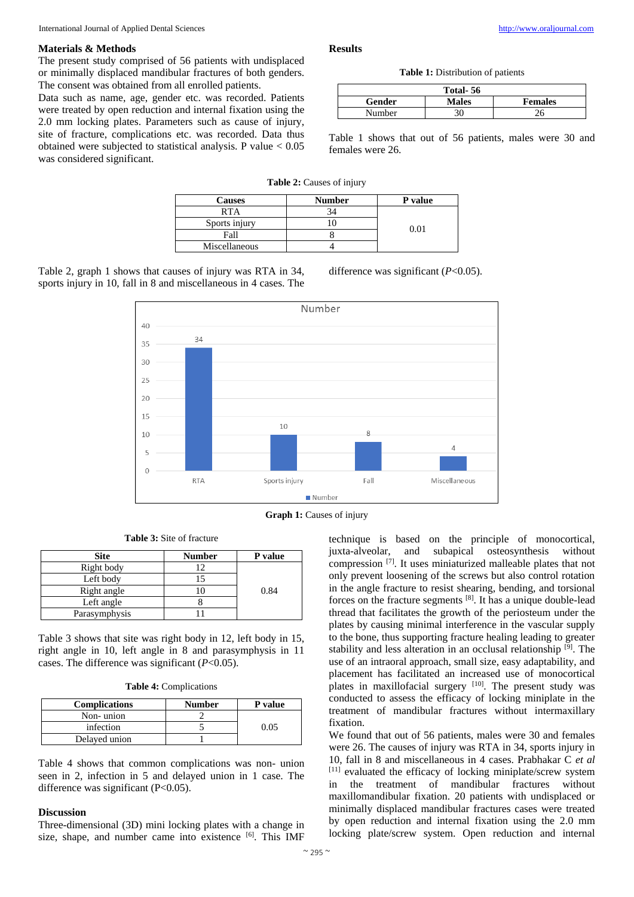## Materials & Methods

The present study comprised of 56 patients with undisplaced or minimally displaced mandibular fractures of both genders. The consent was obtained from all enrolled patients.

Data such as name, age, gender etc. was recorded. Patients were treated by open reduction and internal fixation using the 2.0 mm locking plates. Parameters such as cause of injury, site of fracture, complications etc. was recorded. Data thus obtained were subjected to statistical analysis. P value < 0.05 was considered significant.

## Results

**Table 1:** Distribution of patients

| Total- 56 | | |
|---|---|---|
| **Gender** | **Males** | **Females** |
| Number | 30 | 26 |

Table 1 shows that out of 56 patients, males were 30 and females were 26.

**Table 2:** Causes of injury

| Causes | Number | P value |
|---|---|---|
| RTA | 34 | 0.01 |
| Sports injury | 10 | |
| Fall | 8 | |
| Miscellaneous | 4 | |

Table 2, graph 1 shows that causes of injury was RTA in 34, sports injury in 10, fall in 8 and miscellaneous in 4 cases. The difference was significant (*P*<0.05).

**Graph 1:** Causes of injury

**Table 3:** Site of fracture

| Site | Number | P value |
|---|---|---|
| Right body | 12 | 0.84 |
| Left body | 15 | |
| Right angle | 10 | |
| Left angle | 8 | |
| Parasymphysis | 11 | |

Table 3 shows that site was right body in 12, left body in 15, right angle in 10, left angle in 8 and parasymphysis in 11 cases. The difference was significant (*P*<0.05).

**Table 4:** Complications

| Complications | Number | P value |
|---|---|---|
| Non- union | 2 | 0.05 |
| infection | 5 | |
| Delayed union | 1 | |

Table 4 shows that common complications was non- union seen in 2, infection in 5 and delayed union in 1 case. The difference was significant (P<0.05).

## Discussion

Three-dimensional (3D) mini locking plates with a change in size, shape, and number came into existence [6]. This IMF technique is based on the principle of monocortical, juxta-alveolar, and subapical osteosynthesis without compression [7]. It uses miniaturized malleable plates that not only prevent loosening of the screws but also control rotation in the angle fracture to resist shearing, bending, and torsional forces on the fracture segments [8]. It has a unique double-lead thread that facilitates the growth of the periosteum under the plates by causing minimal interference in the vascular supply to the bone, thus supporting fracture healing leading to greater stability and less alteration in an occlusal relationship [9]. The use of an intraoral approach, small size, easy adaptability, and placement has facilitated an increased use of monocortical plates in maxillofacial surgery [10]. The present study was conducted to assess the efficacy of locking miniplate in the treatment of mandibular fractures without intermaxillary fixation.

We found that out of 56 patients, males were 30 and females were 26. The causes of injury was RTA in 34, sports injury in 10, fall in 8 and miscellaneous in 4 cases. Prabhakar C *et al* [11] evaluated the efficacy of locking miniplate/screw system in the treatment of mandibular fractures without maxillomandibular fixation. 20 patients with undisplaced or minimally displaced mandibular fractures cases were treated by open reduction and internal fixation using the 2.0 mm locking plate/screw system. Open reduction and internal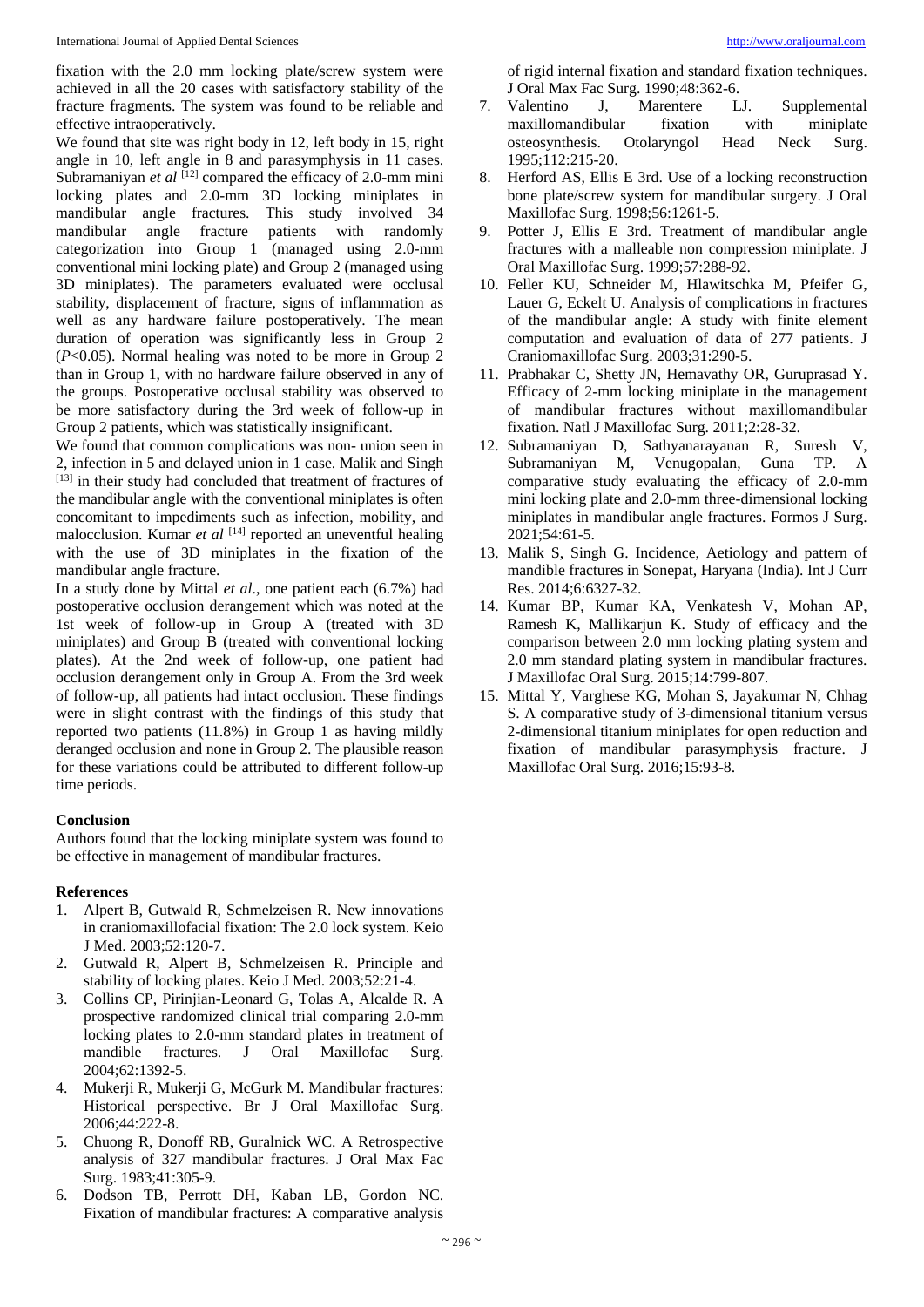fixation with the 2.0 mm locking plate/screw system were achieved in all the 20 cases with satisfactory stability of the fracture fragments. The system was found to be reliable and effective intraoperatively.

We found that site was right body in 12, left body in 15, right angle in 10, left angle in 8 and parasymphysis in 11 cases. Subramaniyan *et al* [12] compared the efficacy of 2.0-mm mini locking plates and 2.0-mm 3D locking miniplates in mandibular angle fractures. This study involved 34 mandibular angle fracture patients with randomly categorization into Group 1 (managed using 2.0-mm conventional mini locking plate) and Group 2 (managed using 3D miniplates). The parameters evaluated were occlusal stability, displacement of fracture, signs of inflammation as well as any hardware failure postoperatively. The mean duration of operation was significantly less in Group 2 ($P<0.05$). Normal healing was noted to be more in Group 2 than in Group 1, with no hardware failure observed in any of the groups. Postoperative occlusal stability was observed to be more satisfactory during the 3rd week of follow-up in Group 2 patients, which was statistically insignificant.

We found that common complications was non- union seen in 2, infection in 5 and delayed union in 1 case. Malik and Singh [13] in their study had concluded that treatment of fractures of the mandibular angle with the conventional miniplates is often concomitant to impediments such as infection, mobility, and malocclusion. Kumar *et al* [14] reported an uneventful healing with the use of 3D miniplates in the fixation of the mandibular angle fracture.

In a study done by Mittal *et al*., one patient each (6.7%) had postoperative occlusion derangement which was noted at the 1st week of follow-up in Group A (treated with 3D miniplates) and Group B (treated with conventional locking plates). At the 2nd week of follow-up, one patient had occlusion derangement only in Group A. From the 3rd week of follow-up, all patients had intact occlusion. These findings were in slight contrast with the findings of this study that reported two patients (11.8%) in Group 1 as having mildly deranged occlusion and none in Group 2. The plausible reason for these variations could be attributed to different follow-up time periods.

### Conclusion

Authors found that the locking miniplate system was found to be effective in management of mandibular fractures.

### References

1. Alpert B, Gutwald R, Schmelzeisen R. New innovations in craniomaxillofacial fixation: The 2.0 lock system. Keio J Med. 2003;52:120-7.
2. Gutwald R, Alpert B, Schmelzeisen R. Principle and stability of locking plates. Keio J Med. 2003;52:21-4.
3. Collins CP, Pirinjian-Leonard G, Tolas A, Alcalde R. A prospective randomized clinical trial comparing 2.0-mm locking plates to 2.0-mm standard plates in treatment of mandible fractures. J Oral Maxillofac Surg. 2004;62:1392-5.
4. Mukerji R, Mukerji G, McGurk M. Mandibular fractures: Historical perspective. Br J Oral Maxillofac Surg. 2006;44:222-8.
5. Chuong R, Donoff RB, Guralnick WC. A Retrospective analysis of 327 mandibular fractures. J Oral Max Fac Surg. 1983;41:305-9.
6. Dodson TB, Perrott DH, Kaban LB, Gordon NC. Fixation of mandibular fractures: A comparative analysis of rigid internal fixation and standard fixation techniques. J Oral Max Fac Surg. 1990;48:362-6.
7. Valentino J, Marentere LJ. Supplemental maxillomandibular fixation with miniplate osteosynthesis. Otolaryngol Head Neck Surg. 1995;112:215-20.
8. Herford AS, Ellis E 3rd. Use of a locking reconstruction bone plate/screw system for mandibular surgery. J Oral Maxillofac Surg. 1998;56:1261-5.
9. Potter J, Ellis E 3rd. Treatment of mandibular angle fractures with a malleable non compression miniplate. J Oral Maxillofac Surg. 1999;57:288-92.
10. Feller KU, Schneider M, Hlawitschka M, Pfeifer G, Lauer G, Eckelt U. Analysis of complications in fractures of the mandibular angle: A study with finite element computation and evaluation of data of 277 patients. J Craniomaxillofac Surg. 2003;31:290-5.
11. Prabhakar C, Shetty JN, Hemavathy OR, Guruprasad Y. Efficacy of 2-mm locking miniplate in the management of mandibular fractures without maxillomandibular fixation. Natl J Maxillofac Surg. 2011;2:28-32.
12. Subramaniyan D, Sathyanarayanan R, Suresh V, Subramaniyan M, Venugopalan, Guna TP. A comparative study evaluating the efficacy of 2.0-mm mini locking plate and 2.0-mm three-dimensional locking miniplates in mandibular angle fractures. Formos J Surg. 2021;54:61-5.
13. Malik S, Singh G. Incidence, Aetiology and pattern of mandible fractures in Sonepat, Haryana (India). Int J Curr Res. 2014;6:6327-32.
14. Kumar BP, Kumar KA, Venkatesh V, Mohan AP, Ramesh K, Mallikarjun K. Study of efficacy and the comparison between 2.0 mm locking plating system and 2.0 mm standard plating system in mandibular fractures. J Maxillofac Oral Surg. 2015;14:799-807.
15. Mittal Y, Varghese KG, Mohan S, Jayakumar N, Chhag S. A comparative study of 3-dimensional titanium versus 2-dimensional titanium miniplates for open reduction and fixation of mandibular parasymphysis fracture. J Maxillofac Oral Surg. 2016;15:93-8.